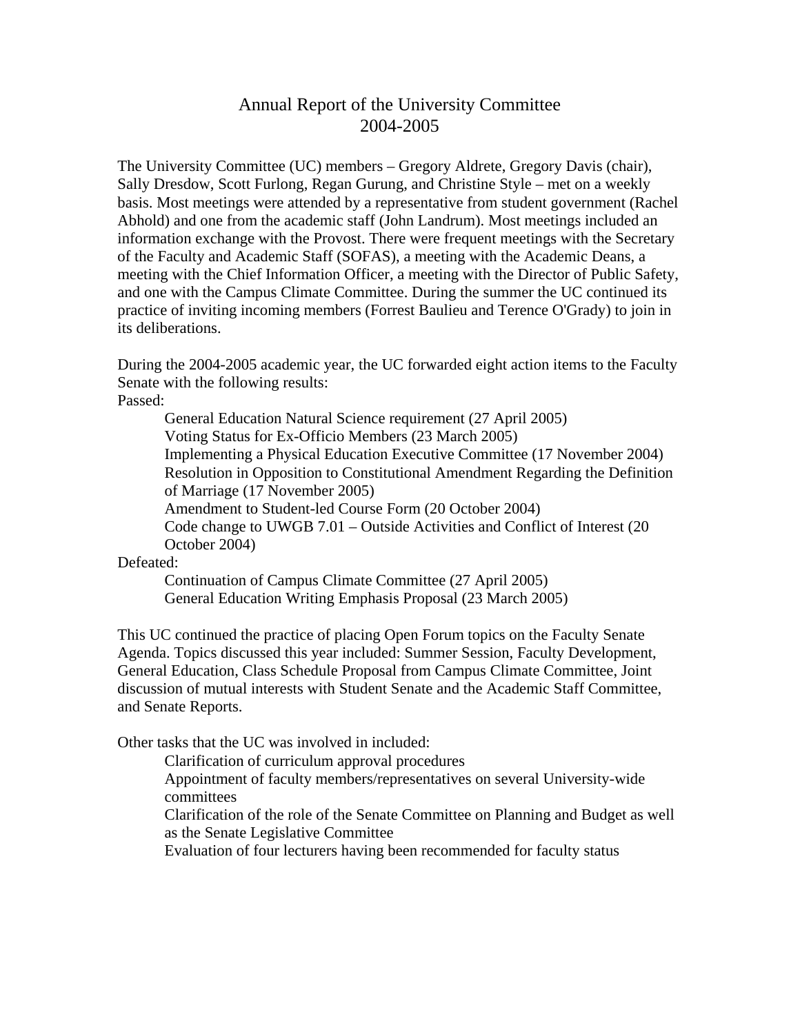# Annual Report of the University Committee
## 2004-2005

The University Committee (UC) members – Gregory Aldrete, Gregory Davis (chair), Sally Dresdow, Scott Furlong, Regan Gurung, and Christine Style – met on a weekly basis. Most meetings were attended by a representative from student government (Rachel Abhold) and one from the academic staff (John Landrum). Most meetings included an information exchange with the Provost. There were frequent meetings with the Secretary of the Faculty and Academic Staff (SOFAS), a meeting with the Academic Deans, a meeting with the Chief Information Officer, a meeting with the Director of Public Safety, and one with the Campus Climate Committee. During the summer the UC continued its practice of inviting incoming members (Forrest Baulieu and Terence O'Grady) to join in its deliberations.

During the 2004-2005 academic year, the UC forwarded eight action items to the Faculty Senate with the following results:

Passed:

- General Education Natural Science requirement (27 April 2005)
- Voting Status for Ex-Officio Members (23 March 2005)
- Implementing a Physical Education Executive Committee (17 November 2004)
- Resolution in Opposition to Constitutional Amendment Regarding the Definition of Marriage (17 November 2005)
- Amendment to Student-led Course Form (20 October 2004)
- Code change to UWGB 7.01 – Outside Activities and Conflict of Interest (20 October 2004)

Defeated:

- Continuation of Campus Climate Committee (27 April 2005)
- General Education Writing Emphasis Proposal (23 March 2005)

This UC continued the practice of placing Open Forum topics on the Faculty Senate Agenda. Topics discussed this year included: Summer Session, Faculty Development, General Education, Class Schedule Proposal from Campus Climate Committee, Joint discussion of mutual interests with Student Senate and the Academic Staff Committee, and Senate Reports.

Other tasks that the UC was involved in included:

- Clarification of curriculum approval procedures
- Appointment of faculty members/representatives on several University-wide committees
- Clarification of the role of the Senate Committee on Planning and Budget as well as the Senate Legislative Committee
- Evaluation of four lecturers having been recommended for faculty status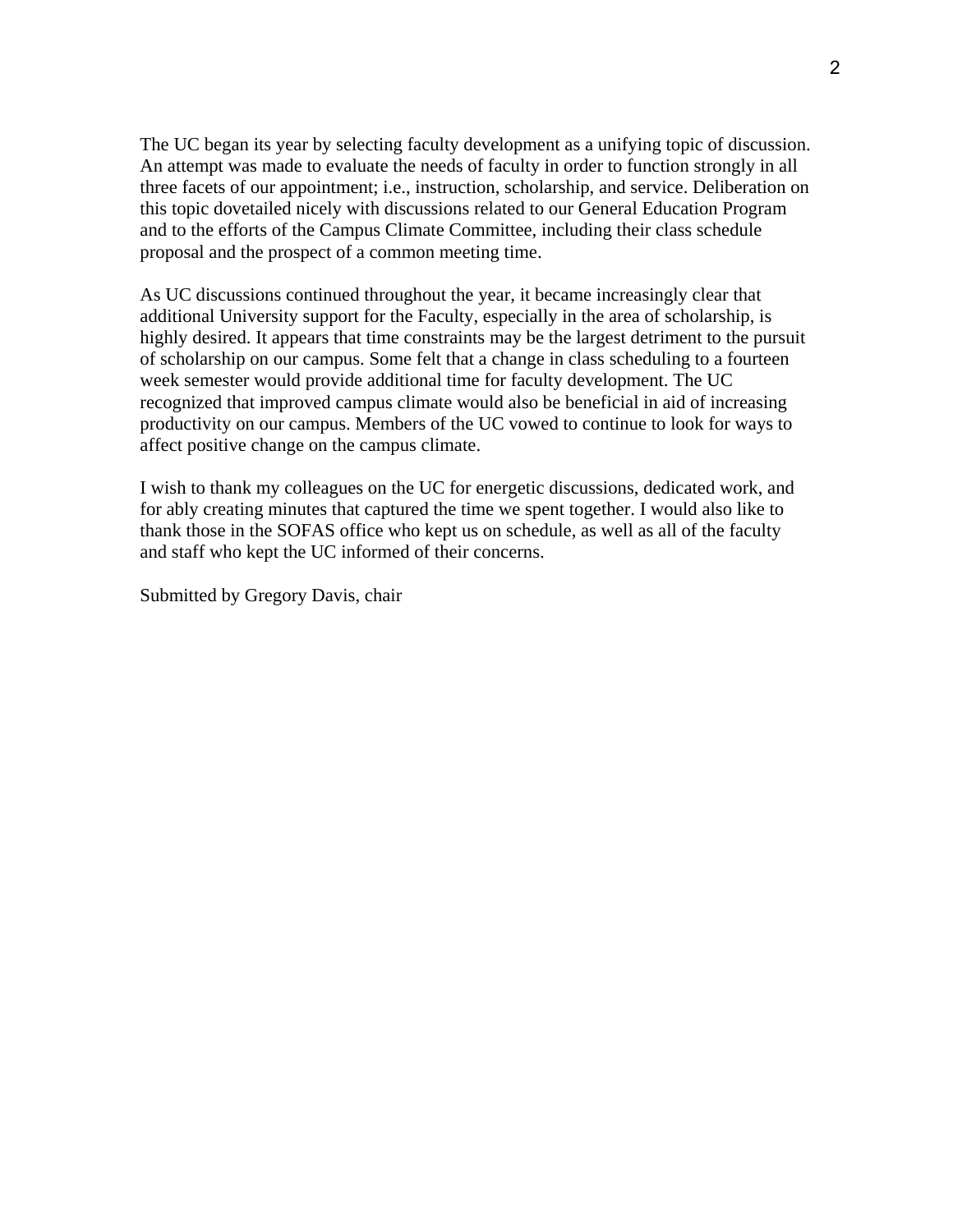The UC began its year by selecting faculty development as a unifying topic of discussion. An attempt was made to evaluate the needs of faculty in order to function strongly in all three facets of our appointment; i.e., instruction, scholarship, and service. Deliberation on this topic dovetailed nicely with discussions related to our General Education Program and to the efforts of the Campus Climate Committee, including their class schedule proposal and the prospect of a common meeting time.

As UC discussions continued throughout the year, it became increasingly clear that additional University support for the Faculty, especially in the area of scholarship, is highly desired. It appears that time constraints may be the largest detriment to the pursuit of scholarship on our campus. Some felt that a change in class scheduling to a fourteen week semester would provide additional time for faculty development. The UC recognized that improved campus climate would also be beneficial in aid of increasing productivity on our campus. Members of the UC vowed to continue to look for ways to affect positive change on the campus climate.

I wish to thank my colleagues on the UC for energetic discussions, dedicated work, and for ably creating minutes that captured the time we spent together. I would also like to thank those in the SOFAS office who kept us on schedule, as well as all of the faculty and staff who kept the UC informed of their concerns.

Submitted by Gregory Davis, chair